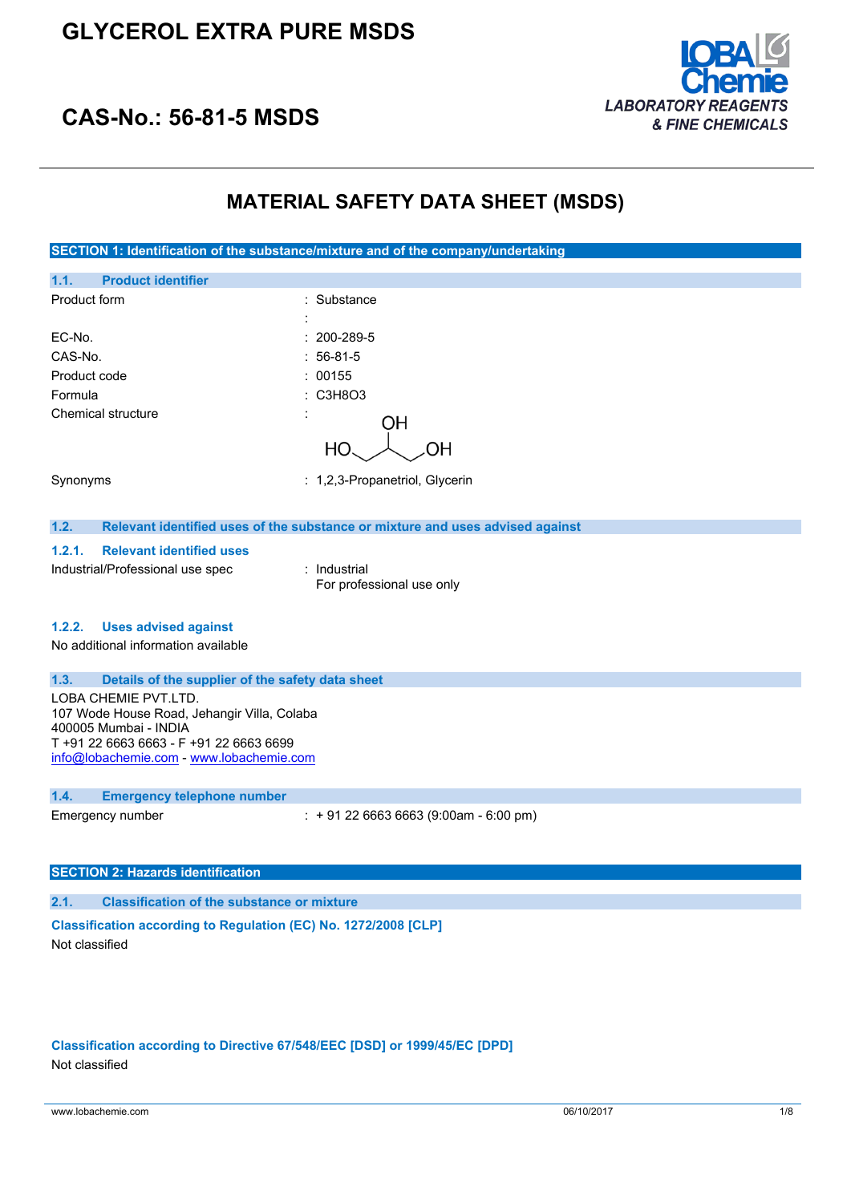# GLYCEROL EXTRA PURE MSDS

## CAS-No.: 56-81-5 MSDS

LOBA Chemie
*LABORATORY REAGENTS & FINE CHEMICALS*

# MATERIAL SAFETY DATA SHEET (MSDS)

## SECTION 1: Identification of the substance/mixture and of the company/undertaking

### 1.1. Product identifier

| | |
|---|---|
| Product form | : Substance |
| | : |
| EC-No. | : 200-289-5 |
| CAS-No. | : 56-81-5 |
| Product code | : 00155 |
| Formula | : $C_3H_8O_3$ |
| Chemical structure | : HO–CH₂–CH(OH)–CH₂–OH |
| Synonyms | : 1,2,3-Propanetriol, Glycerin |

### 1.2. Relevant identified uses of the substance or mixture and uses advised against

#### 1.2.1. Relevant identified uses

Industrial/Professional use spec : Industrial
For professional use only

#### 1.2.2. Uses advised against

No additional information available

### 1.3. Details of the supplier of the safety data sheet

LOBA CHEMIE PVT.LTD.
107 Wode House Road, Jehangir Villa, Colaba
400005 Mumbai - INDIA
T +91 22 6663 6663 - F +91 22 6663 6699
info@lobachemie.com - www.lobachemie.com

### 1.4. Emergency telephone number

Emergency number : + 91 22 6663 6663 (9:00am - 6:00 pm)

## SECTION 2: Hazards identification

### 2.1. Classification of the substance or mixture

**Classification according to Regulation (EC) No. 1272/2008 [CLP]**

Not classified

**Classification according to Directive 67/548/EEC [DSD] or 1999/45/EC [DPD]**

Not classified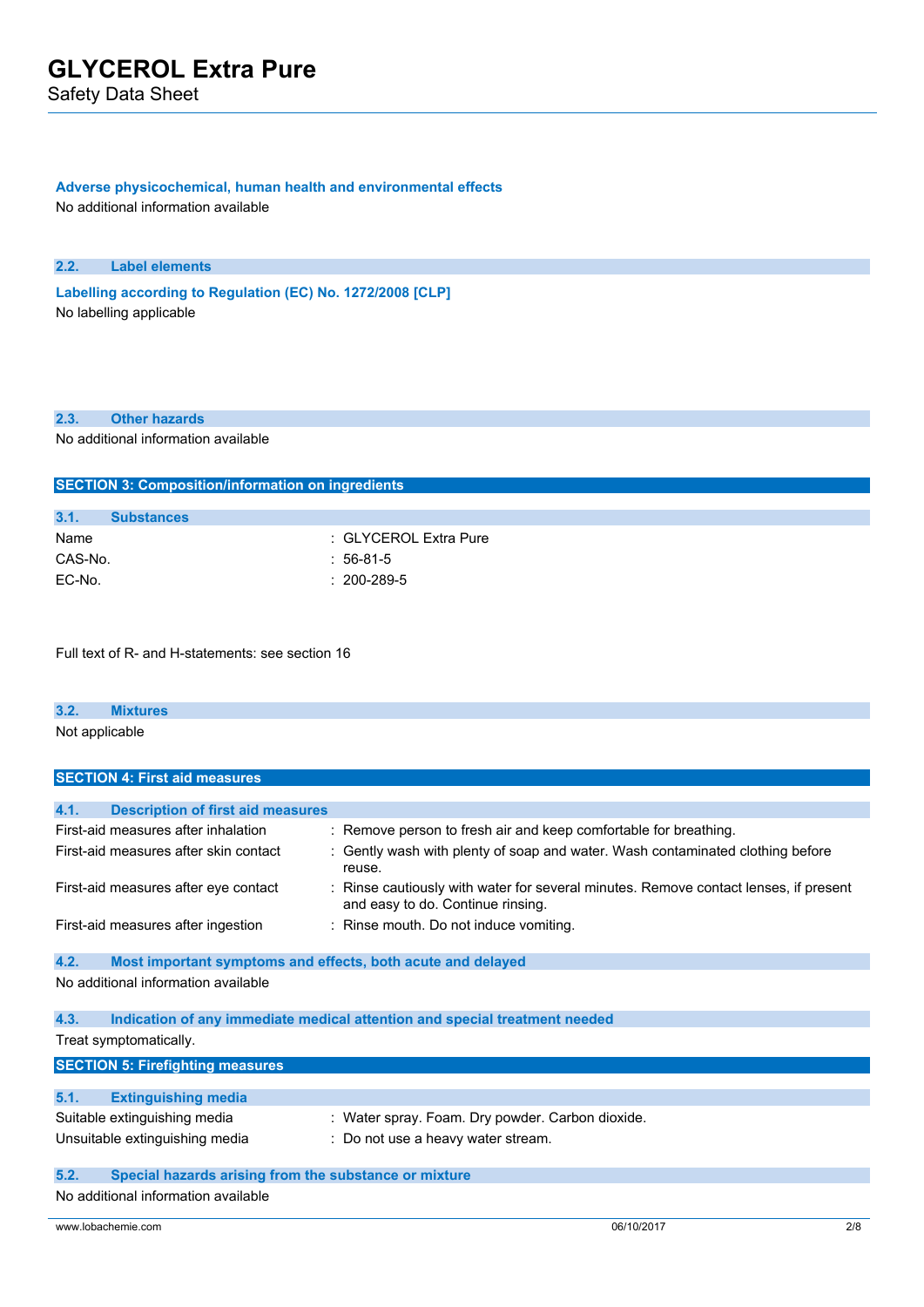#### Adverse physicochemical, human health and environmental effects

No additional information available

### 2.2. Label elements

#### Labelling according to Regulation (EC) No. 1272/2008 [CLP]

No labelling applicable

### 2.3. Other hazards

No additional information available

## SECTION 3: Composition/information on ingredients

### 3.1. Substances

| | |
|---|---|
| Name | : GLYCEROL Extra Pure |
| CAS-No. | : 56-81-5 |
| EC-No. | : 200-289-5 |

Full text of R- and H-statements: see section 16

### 3.2. Mixtures

Not applicable

## SECTION 4: First aid measures

### 4.1. Description of first aid measures

| | |
|---|---|
| First-aid measures after inhalation | : Remove person to fresh air and keep comfortable for breathing. |
| First-aid measures after skin contact | : Gently wash with plenty of soap and water. Wash contaminated clothing before reuse. |
| First-aid measures after eye contact | : Rinse cautiously with water for several minutes. Remove contact lenses, if present and easy to do. Continue rinsing. |
| First-aid measures after ingestion | : Rinse mouth. Do not induce vomiting. |

### 4.2. Most important symptoms and effects, both acute and delayed

No additional information available

### 4.3. Indication of any immediate medical attention and special treatment needed

Treat symptomatically.

## SECTION 5: Firefighting measures

### 5.1. Extinguishing media

| | |
|---|---|
| Suitable extinguishing media | : Water spray. Foam. Dry powder. Carbon dioxide. |
| Unsuitable extinguishing media | : Do not use a heavy water stream. |

### 5.2. Special hazards arising from the substance or mixture

No additional information available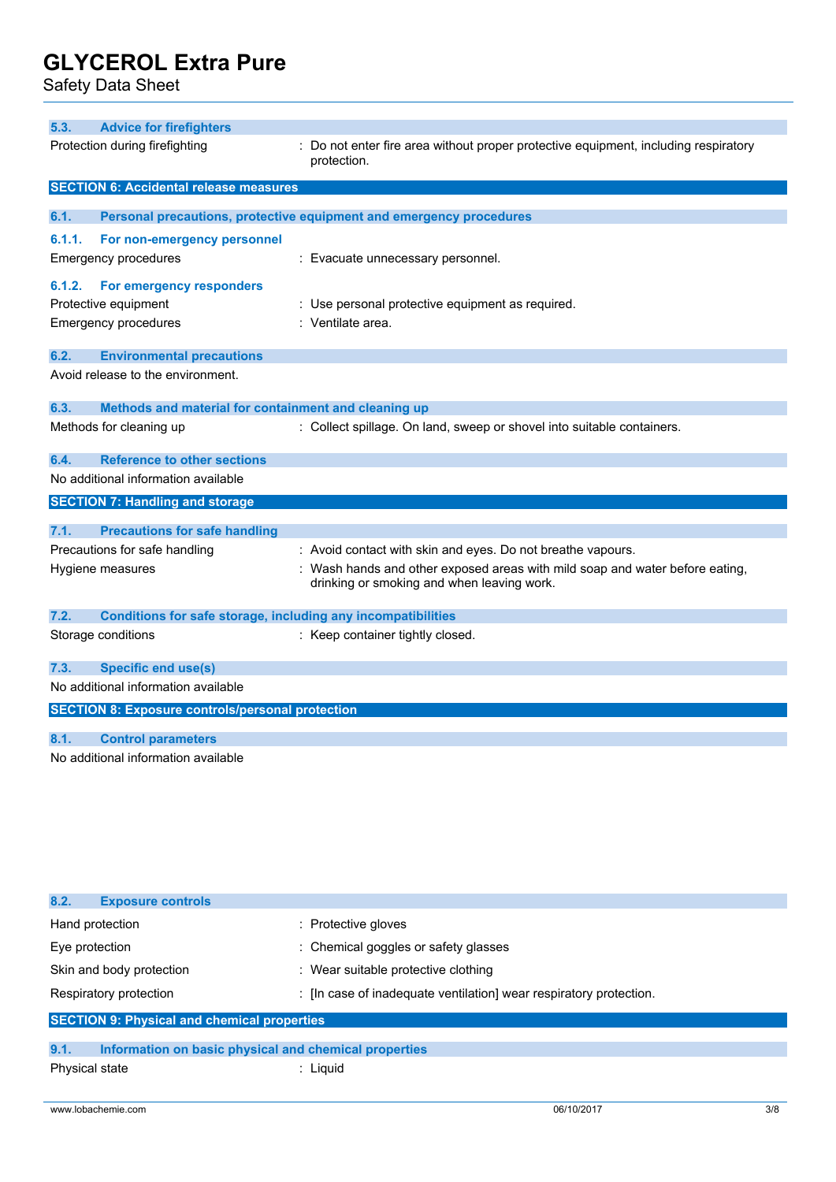### 5.3. Advice for firefighters

| | |
|---|---|
| Protection during firefighting | : Do not enter fire area without proper protective equipment, including respiratory protection. |

## SECTION 6: Accidental release measures

### 6.1. Personal precautions, protective equipment and emergency procedures

#### 6.1.1. For non-emergency personnel

| | |
|---|---|
| Emergency procedures | : Evacuate unnecessary personnel. |

#### 6.1.2. For emergency responders

| | |
|---|---|
| Protective equipment | : Use personal protective equipment as required. |
| Emergency procedures | : Ventilate area. |

### 6.2. Environmental precautions

Avoid release to the environment.

### 6.3. Methods and material for containment and cleaning up

| | |
|---|---|
| Methods for cleaning up | : Collect spillage. On land, sweep or shovel into suitable containers. |

### 6.4. Reference to other sections

No additional information available

## SECTION 7: Handling and storage

### 7.1. Precautions for safe handling

| | |
|---|---|
| Precautions for safe handling | : Avoid contact with skin and eyes. Do not breathe vapours. |
| Hygiene measures | : Wash hands and other exposed areas with mild soap and water before eating, drinking or smoking and when leaving work. |

### 7.2. Conditions for safe storage, including any incompatibilities

| | |
|---|---|
| Storage conditions | : Keep container tightly closed. |

### 7.3. Specific end use(s)

No additional information available

## SECTION 8: Exposure controls/personal protection

### 8.1. Control parameters

No additional information available

### 8.2. Exposure controls

| | |
|---|---|
| Hand protection | : Protective gloves |
| Eye protection | : Chemical goggles or safety glasses |
| Skin and body protection | : Wear suitable protective clothing |
| Respiratory protection | : [In case of inadequate ventilation] wear respiratory protection. |

## SECTION 9: Physical and chemical properties

### 9.1. Information on basic physical and chemical properties

| | |
|---|---|
| Physical state | : Liquid |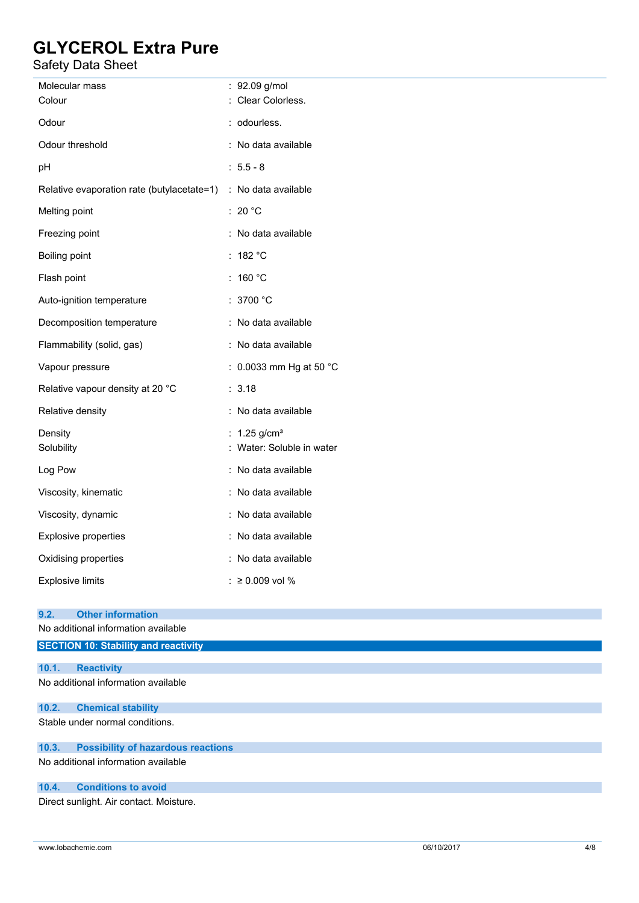| | |
|---|---|
| Molecular mass | : 92.09 g/mol |
| Colour | : Clear Colorless. |
| Odour | : odourless. |
| Odour threshold | : No data available |
| pH | : 5.5 - 8 |
| Relative evaporation rate (butylacetate=1) | : No data available |
| Melting point | : 20 °C |
| Freezing point | : No data available |
| Boiling point | : 182 °C |
| Flash point | : 160 °C |
| Auto-ignition temperature | : 3700 °C |
| Decomposition temperature | : No data available |
| Flammability (solid, gas) | : No data available |
| Vapour pressure | : 0.0033 mm Hg at 50 °C |
| Relative vapour density at 20 °C | : 3.18 |
| Relative density | : No data available |
| Density | : 1.25 $g/cm^3$ |
| Solubility | : Water: Soluble in water |
| Log Pow | : No data available |
| Viscosity, kinematic | : No data available |
| Viscosity, dynamic | : No data available |
| Explosive properties | : No data available |
| Oxidising properties | : No data available |
| Explosive limits | : ≥ 0.009 vol % |

### 9.2. Other information

No additional information available

## SECTION 10: Stability and reactivity

### 10.1. Reactivity

No additional information available

### 10.2. Chemical stability

Stable under normal conditions.

### 10.3. Possibility of hazardous reactions

No additional information available

### 10.4. Conditions to avoid

Direct sunlight. Air contact. Moisture.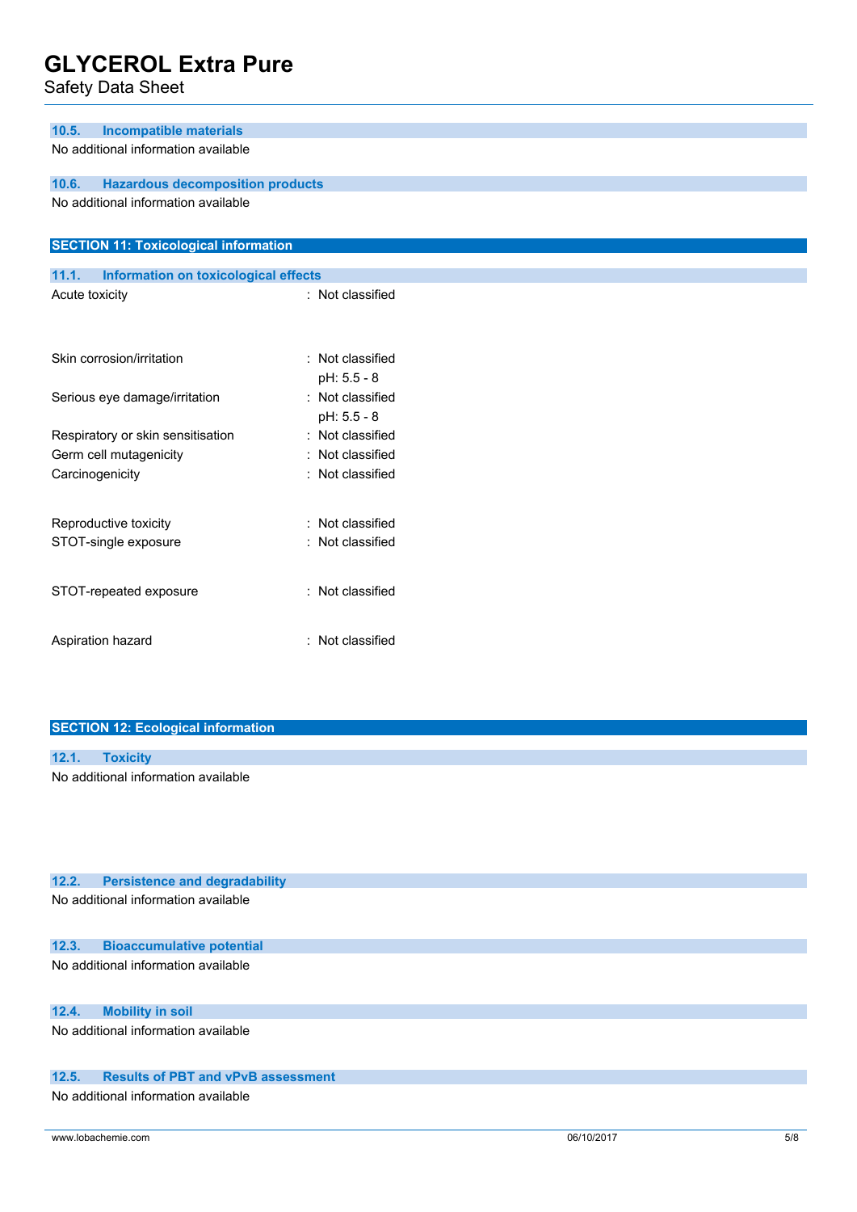### 10.5. Incompatible materials

No additional information available

### 10.6. Hazardous decomposition products

No additional information available

## SECTION 11: Toxicological information

### 11.1. Information on toxicological effects

| | |
|---|---|
| Acute toxicity | : Not classified |
| Skin corrosion/irritation | : Not classified<br>pH: 5.5 - 8 |
| Serious eye damage/irritation | : Not classified<br>pH: 5.5 - 8 |
| Respiratory or skin sensitisation | : Not classified |
| Germ cell mutagenicity | : Not classified |
| Carcinogenicity | : Not classified |
| Reproductive toxicity | : Not classified |
| STOT-single exposure | : Not classified |
| STOT-repeated exposure | : Not classified |
| Aspiration hazard | : Not classified |

## SECTION 12: Ecological information

### 12.1. Toxicity

No additional information available

### 12.2. Persistence and degradability

No additional information available

### 12.3. Bioaccumulative potential

No additional information available

### 12.4. Mobility in soil

No additional information available

### 12.5. Results of PBT and vPvB assessment

No additional information available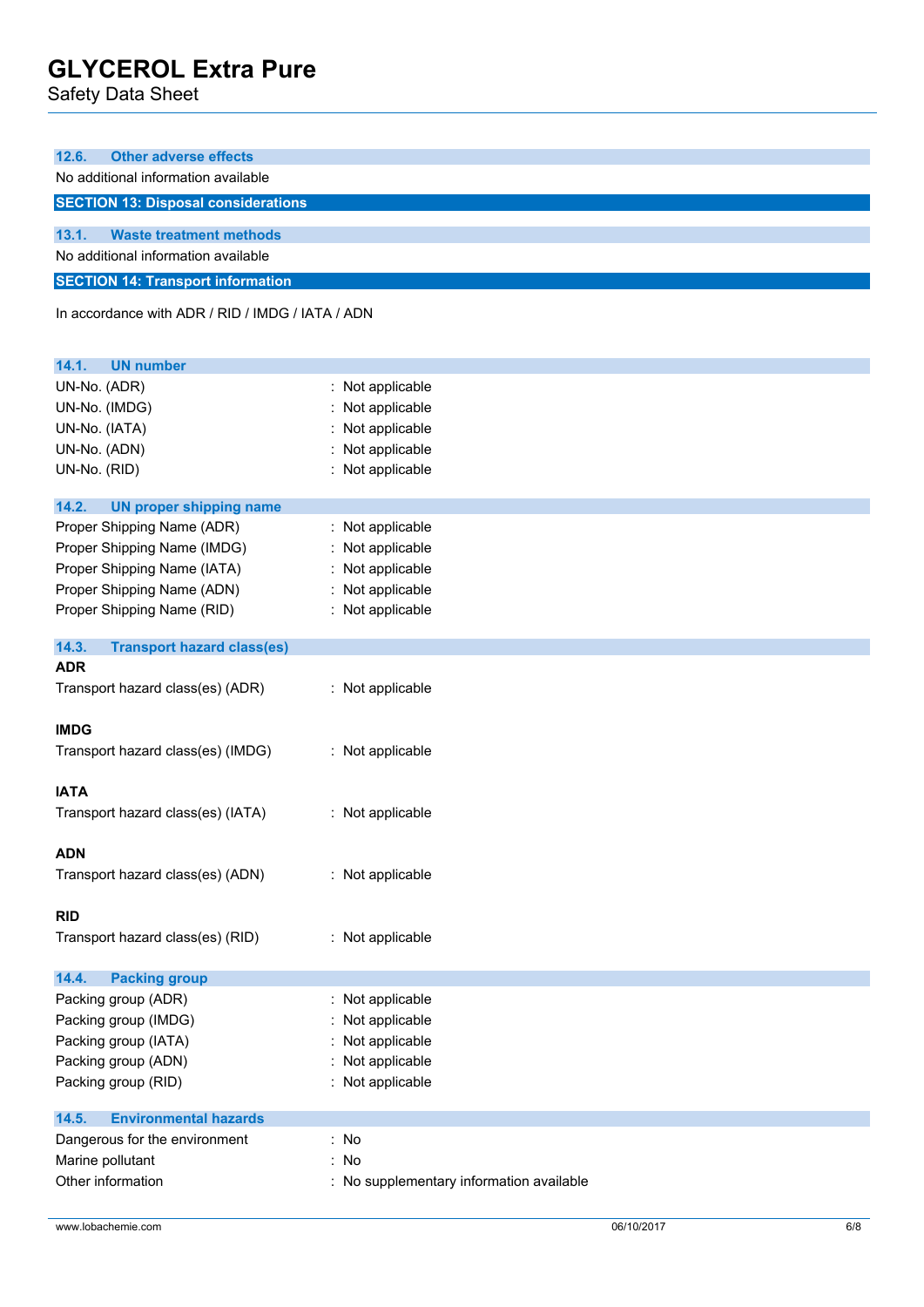### 12.6. Other adverse effects

No additional information available

## SECTION 13: Disposal considerations

### 13.1. Waste treatment methods

No additional information available

## SECTION 14: Transport information

In accordance with ADR / RID / IMDG / IATA / ADN

### 14.1. UN number

UN-No. (ADR) : Not applicable

UN-No. (IMDG) : Not applicable

UN-No. (IATA) : Not applicable

UN-No. (ADN) : Not applicable

UN-No. (RID) : Not applicable

### 14.2. UN proper shipping name

Proper Shipping Name (ADR) : Not applicable

Proper Shipping Name (IMDG) : Not applicable

Proper Shipping Name (IATA) : Not applicable

Proper Shipping Name (ADN) : Not applicable

Proper Shipping Name (RID) : Not applicable

### 14.3. Transport hazard class(es)

**ADR**

Transport hazard class(es) (ADR) : Not applicable

**IMDG**

Transport hazard class(es) (IMDG) : Not applicable

**IATA**

Transport hazard class(es) (IATA) : Not applicable

**ADN**

Transport hazard class(es) (ADN) : Not applicable

**RID**

Transport hazard class(es) (RID) : Not applicable

### 14.4. Packing group

Packing group (ADR) : Not applicable

Packing group (IMDG) : Not applicable

Packing group (IATA) : Not applicable

Packing group (ADN) : Not applicable

Packing group (RID) : Not applicable

### 14.5. Environmental hazards

Dangerous for the environment : No

Marine pollutant : No

Other information : No supplementary information available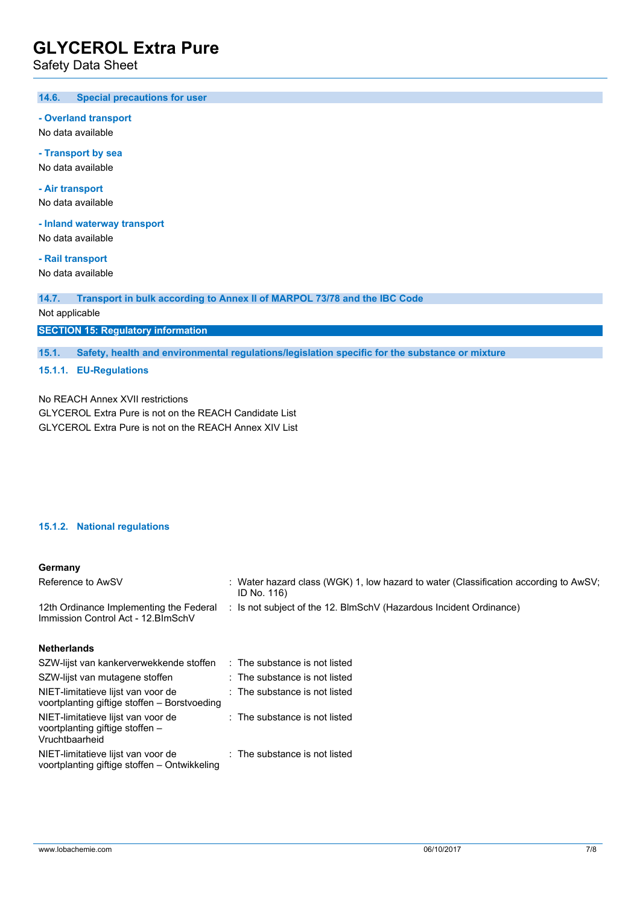### 14.6. Special precautions for user

**- Overland transport**

No data available

**- Transport by sea**

No data available

**- Air transport**

No data available

**- Inland waterway transport**

No data available

**- Rail transport**

No data available

### 14.7. Transport in bulk according to Annex II of MARPOL 73/78 and the IBC Code

Not applicable

## SECTION 15: Regulatory information

### 15.1. Safety, health and environmental regulations/legislation specific for the substance or mixture

#### 15.1.1. EU-Regulations

No REACH Annex XVII restrictions
GLYCEROL Extra Pure is not on the REACH Candidate List
GLYCEROL Extra Pure is not on the REACH Annex XIV List

#### 15.1.2. National regulations

**Germany**

| | |
|---|---|
| Reference to AwSV | : Water hazard class (WGK) 1, low hazard to water (Classification according to AwSV; ID No. 116) |
| 12th Ordinance Implementing the Federal Immission Control Act - 12.BImSchV | : Is not subject of the 12. BlmSchV (Hazardous Incident Ordinance) |

**Netherlands**

| | |
|---|---|
| SZW-lijst van kankerverwekkende stoffen | : The substance is not listed |
| SZW-lijst van mutagene stoffen | : The substance is not listed |
| NIET-limitatieve lijst van voor de voortplanting giftige stoffen – Borstvoeding | : The substance is not listed |
| NIET-limitatieve lijst van voor de voortplanting giftige stoffen – Vruchtbaarheid | : The substance is not listed |
| NIET-limitatieve lijst van voor de voortplanting giftige stoffen – Ontwikkeling | : The substance is not listed |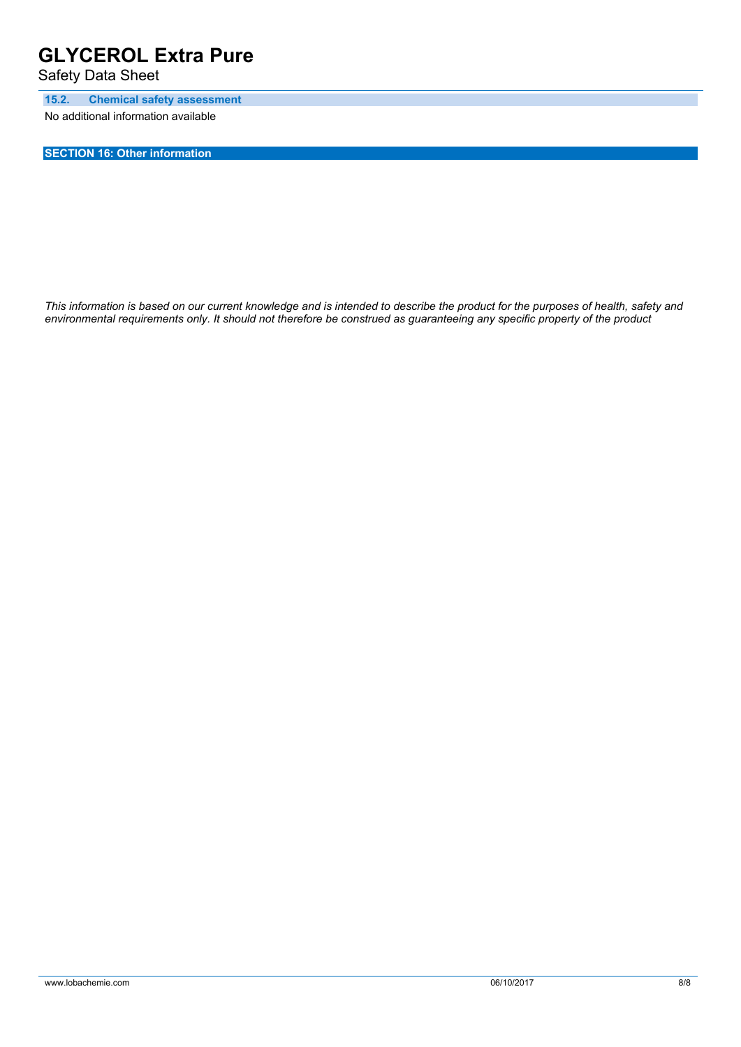### 15.2. Chemical safety assessment

No additional information available

## SECTION 16: Other information

*This information is based on our current knowledge and is intended to describe the product for the purposes of health, safety and environmental requirements only. It should not therefore be construed as guaranteeing any specific property of the product*